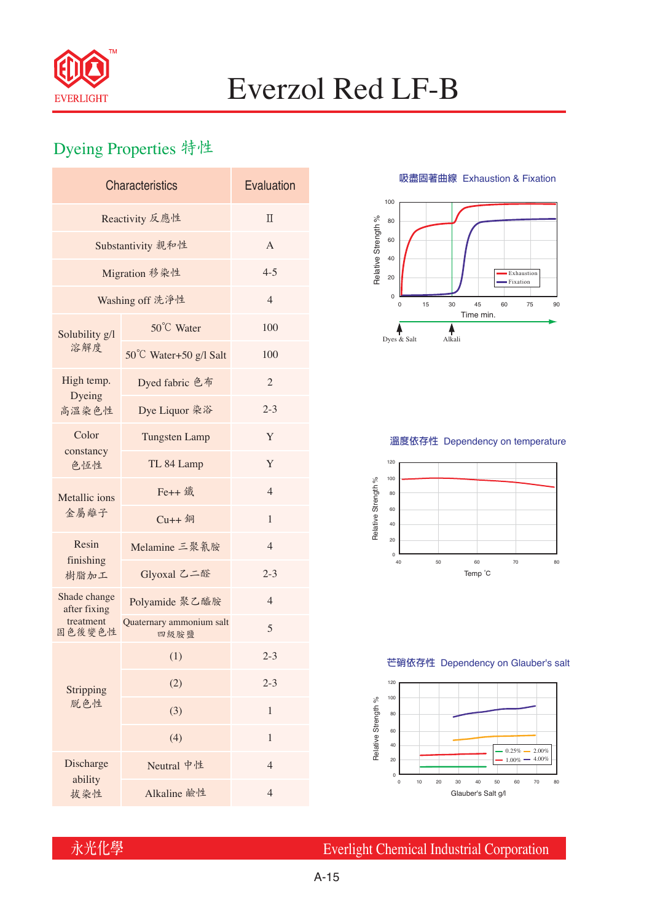# Everzol Red LF-B

## Dyeing Properties 特性

| Characteristics | | Evaluation |
|---|---|---|
| Reactivity 反應性 | | II |
| Substantivity 親和性 | | A |
| Migration 移染性 | | 4-5 |
| Washing off 洗淨性 | | 4 |
| Solubility g/l 溶解度 | 50℃ Water | 100 |
| | 50℃ Water+50 g/l Salt | 100 |
| High temp. Dyeing 高溫染色性 | Dyed fabric 色布 | 2 |
| | Dye Liquor 染浴 | 2-3 |
| Color constancy 色恆性 | Tungsten Lamp | Y |
| | TL 84 Lamp | Y |
| Metallic ions 金屬離子 | Fe++ 鐵 | 4 |
| | Cu++ 銅 | 1 |
| Resin finishing 樹脂加工 | Melamine 三聚氰胺 | 4 |
| | Glyoxal 乙二醛 | 2-3 |
| Shade change after fixing treatment 固色後變色性 | Polyamide 聚乙醯胺 | 4 |
| | Quaternary ammonium salt 四級胺鹽 | 5 |
| Stripping 脱色性 | (1) | 2-3 |
| | (2) | 2-3 |
| | (3) | 1 |
| | (4) | 1 |
| Discharge ability 拔染性 | Neutral 中性 | 4 |
| | Alkaline 鹼性 | 4 |

吸盡固著曲線 Exhaustion & Fixation

溫度依存性 Dependency on temperature

芒硝依存性 Dependency on Glauber's salt

永光化學 Everlight Chemical Industrial Corporation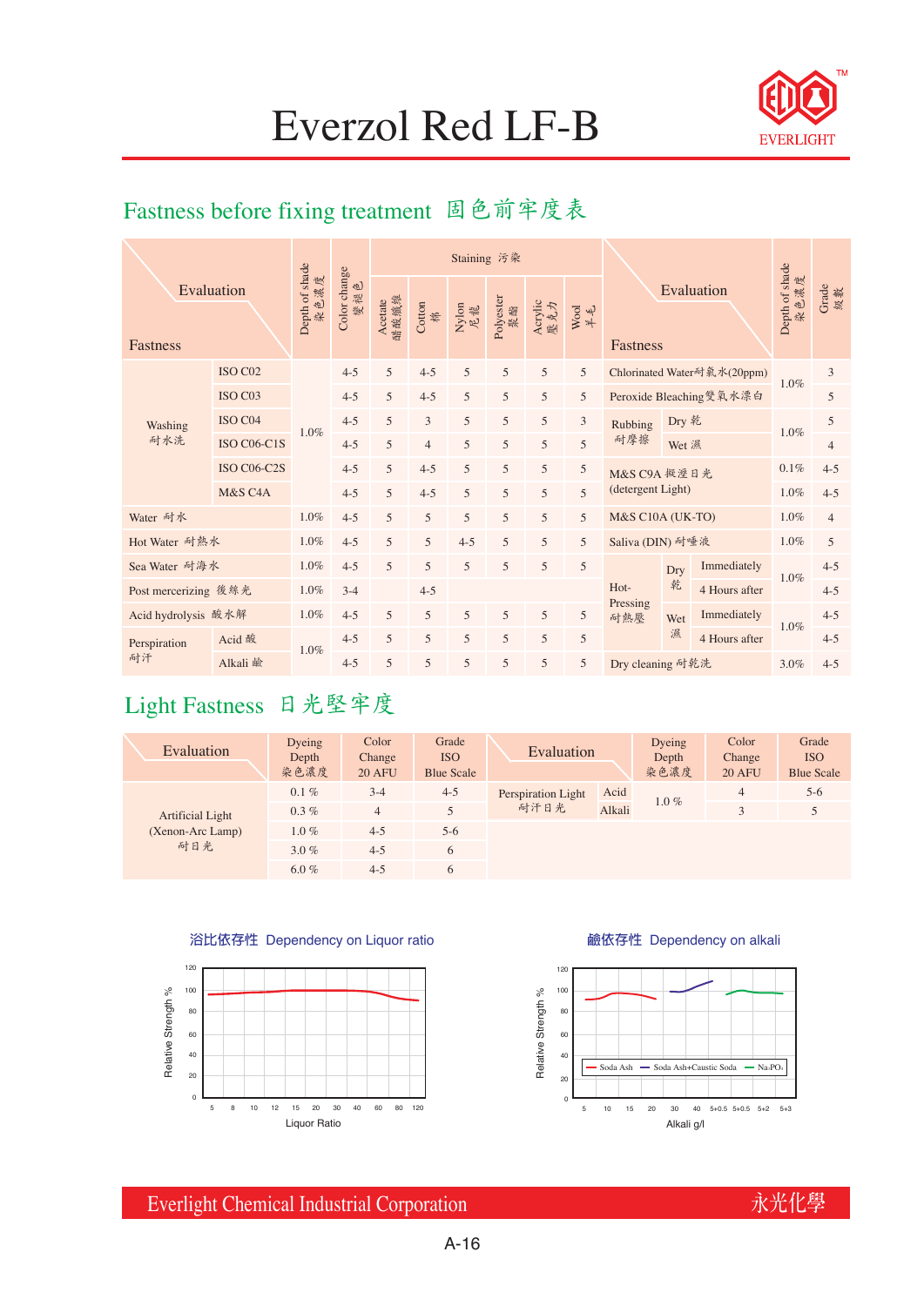# Everzol Red LF-B

EVERLIGHT

## Fastness before fixing treatment 固色前牢度表

| Fastness \ Evaluation | | Depth of shade 染色濃度 | Color change 變褪色 | Staining 污染 Acetate 醋酸纖維 | Cotton 棉 | Nylon 尼龍 | Polyester 聚酯 | Acrylic 壓克力 | Wool 羊毛 |
|---|---|---|---|---|---|---|---|---|---|
| Washing 耐水洗 | ISO C02 | 1.0% | 4-5 | 5 | 4-5 | 5 | 5 | 5 | 5 |
| | ISO C03 | | 4-5 | 5 | 4-5 | 5 | 5 | 5 | 5 |
| | ISO C04 | | 4-5 | 5 | 3 | 5 | 5 | 5 | 3 |
| | ISO C06-C1S | | 4-5 | 5 | 4 | 5 | 5 | 5 | 5 |
| | ISO C06-C2S | | 4-5 | 5 | 4-5 | 5 | 5 | 5 | 5 |
| | M&S C4A | | 4-5 | 5 | 4-5 | 5 | 5 | 5 | 5 |
| Water 耐水 | | 1.0% | 4-5 | 5 | 5 | 5 | 5 | 5 | 5 |
| Hot Water 耐熱水 | | 1.0% | 4-5 | 5 | 5 | 4-5 | 5 | 5 | 5 |
| Sea Water 耐海水 | | 1.0% | 4-5 | 5 | 5 | 5 | 5 | 5 | 5 |
| Post mercerizing 後絲光 | | 1.0% | 3-4 | | 4-5 | | | | |
| Acid hydrolysis 酸水解 | | 1.0% | 4-5 | 5 | 5 | 5 | 5 | 5 | 5 |
| Perspiration 耐汗 | Acid 酸 | 1.0% | 4-5 | 5 | 5 | 5 | 5 | 5 | 5 |
| | Alkali 鹼 | | 4-5 | 5 | 5 | 5 | 5 | 5 | 5 |

| Fastness \ Evaluation | | | Depth of shade 染色濃度 | Grade 級數 |
|---|---|---|---|---|
| Chlorinated Water 耐氯水(20ppm) | | | 1.0% | 3 |
| Peroxide Bleaching 雙氧水漂白 | | | | 5 |
| Rubbing 耐摩擦 | Dry 乾 | | 1.0% | 5 |
| | Wet 濕 | | | 4 |
| M&S C9A 擬溼日光 (detergent Light) | | | 0.1% | 4-5 |
| | | | 1.0% | 4-5 |
| M&S C10A (UK-TO) | | | 1.0% | 4 |
| Saliva (DIN) 耐唾液 | | | 1.0% | 5 |
| Hot-Pressing 耐熱壓 | Dry 乾 | Immediately | 1.0% | 4-5 |
| | | 4 Hours after | | 4-5 |
| | Wet 濕 | Immediately | 1.0% | 4-5 |
| | | 4 Hours after | | 4-5 |
| Dry cleaning 耐乾洗 | | | 3.0% | 4-5 |

## Light Fastness 日光堅牢度

| Evaluation | Dyeing Depth 染色濃度 | Color Change 20 AFU | Grade ISO Blue Scale |
|---|---|---|---|
| Artificial Light (Xenon-Arc Lamp) 耐日光 | 0.1 % | 3-4 | 4-5 |
| | 0.3 % | 4 | 5 |
| | 1.0 % | 4-5 | 5-6 |
| | 3.0 % | 4-5 | 6 |
| | 6.0 % | 4-5 | 6 |

| Evaluation | | Dyeing Depth 染色濃度 | Color Change 20 AFU | Grade ISO Blue Scale |
|---|---|---|---|---|
| Perspiration Light 耐汗日光 | Acid | 1.0 % | 4 | 5-6 |
| | Alkali | | 3 | 5 |

浴比依存性 Dependency on Liquor ratio

Relative Strength %

120
100
80
60
40
20
0

5 8 10 12 15 20 30 40 60 80 120

Liquor Ratio

鹼依存性 Dependency on alkali

Relative Strength %

120
100
80
60
40
20
0

Soda Ash — Soda Ash+Caustic Soda — $Na_3PO_4$

5 10 15 20 30 40 5+0.5 5+0.5 5+2 5+3

Alkali g/l

Everlight Chemical Industrial Corporation 永光化學